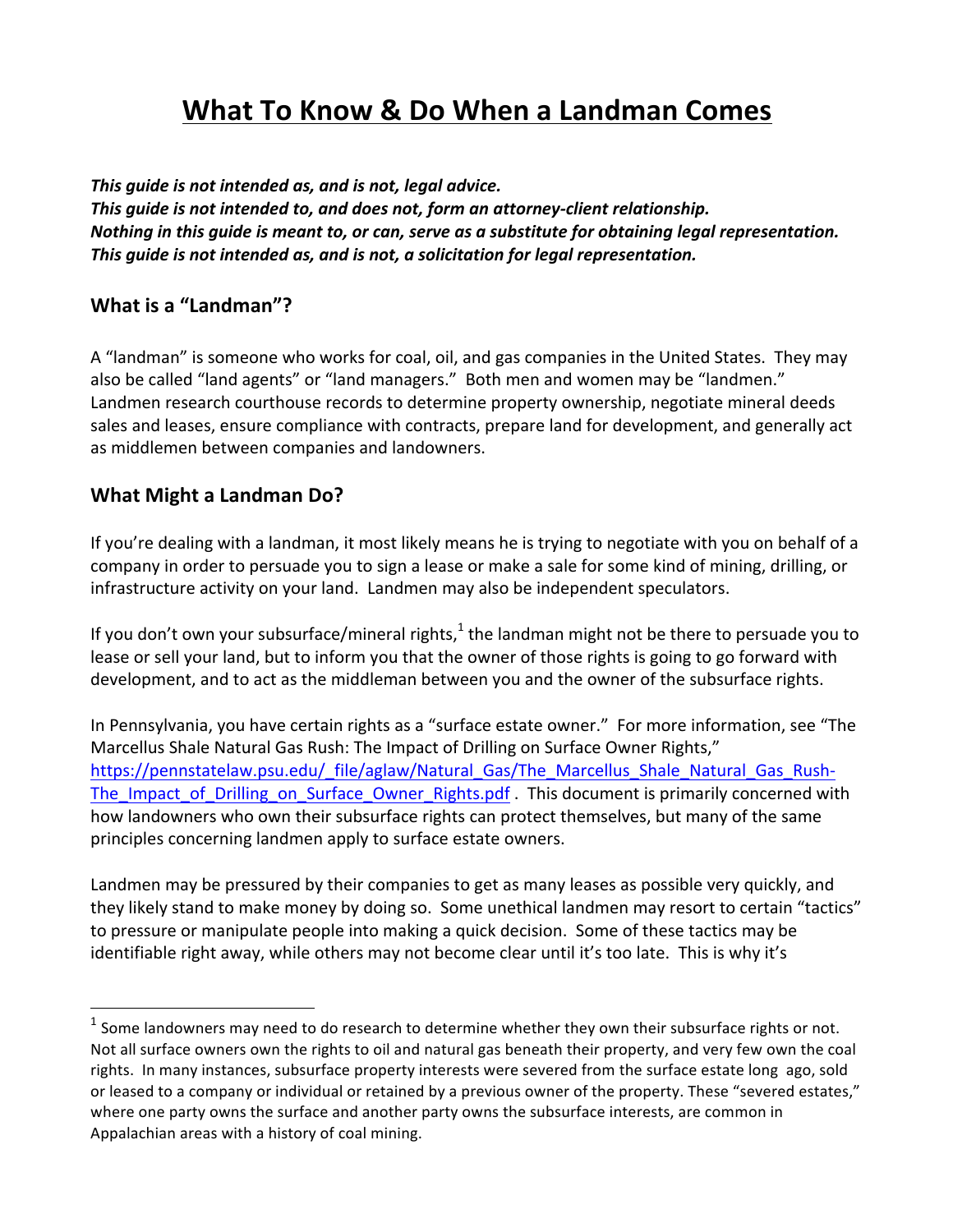# What To Know & Do When a Landman Comes

***This guide is not intended as, and is not, legal advice.***
***This guide is not intended to, and does not, form an attorney-client relationship.***
***Nothing in this guide is meant to, or can, serve as a substitute for obtaining legal representation.***
***This guide is not intended as, and is not, a solicitation for legal representation.***

## What is a "Landman"?

A "landman" is someone who works for coal, oil, and gas companies in the United States. They may also be called "land agents" or "land managers." Both men and women may be "landmen." Landmen research courthouse records to determine property ownership, negotiate mineral deeds sales and leases, ensure compliance with contracts, prepare land for development, and generally act as middlemen between companies and landowners.

## What Might a Landman Do?

If you're dealing with a landman, it most likely means he is trying to negotiate with you on behalf of a company in order to persuade you to sign a lease or make a sale for some kind of mining, drilling, or infrastructure activity on your land. Landmen may also be independent speculators.

If you don't own your subsurface/mineral rights,[1] the landman might not be there to persuade you to lease or sell your land, but to inform you that the owner of those rights is going to go forward with development, and to act as the middleman between you and the owner of the subsurface rights.

In Pennsylvania, you have certain rights as a "surface estate owner." For more information, see "The Marcellus Shale Natural Gas Rush: The Impact of Drilling on Surface Owner Rights," https://pennstatelaw.psu.edu/_file/aglaw/Natural_Gas/The_Marcellus_Shale_Natural_Gas_Rush-The_Impact_of_Drilling_on_Surface_Owner_Rights.pdf . This document is primarily concerned with how landowners who own their subsurface rights can protect themselves, but many of the same principles concerning landmen apply to surface estate owners.

Landmen may be pressured by their companies to get as many leases as possible very quickly, and they likely stand to make money by doing so. Some unethical landmen may resort to certain "tactics" to pressure or manipulate people into making a quick decision. Some of these tactics may be identifiable right away, while others may not become clear until it's too late. This is why it's

---

[1] Some landowners may need to do research to determine whether they own their subsurface rights or not. Not all surface owners own the rights to oil and natural gas beneath their property, and very few own the coal rights. In many instances, subsurface property interests were severed from the surface estate long ago, sold or leased to a company or individual or retained by a previous owner of the property. These "severed estates," where one party owns the surface and another party owns the subsurface interests, are common in Appalachian areas with a history of coal mining.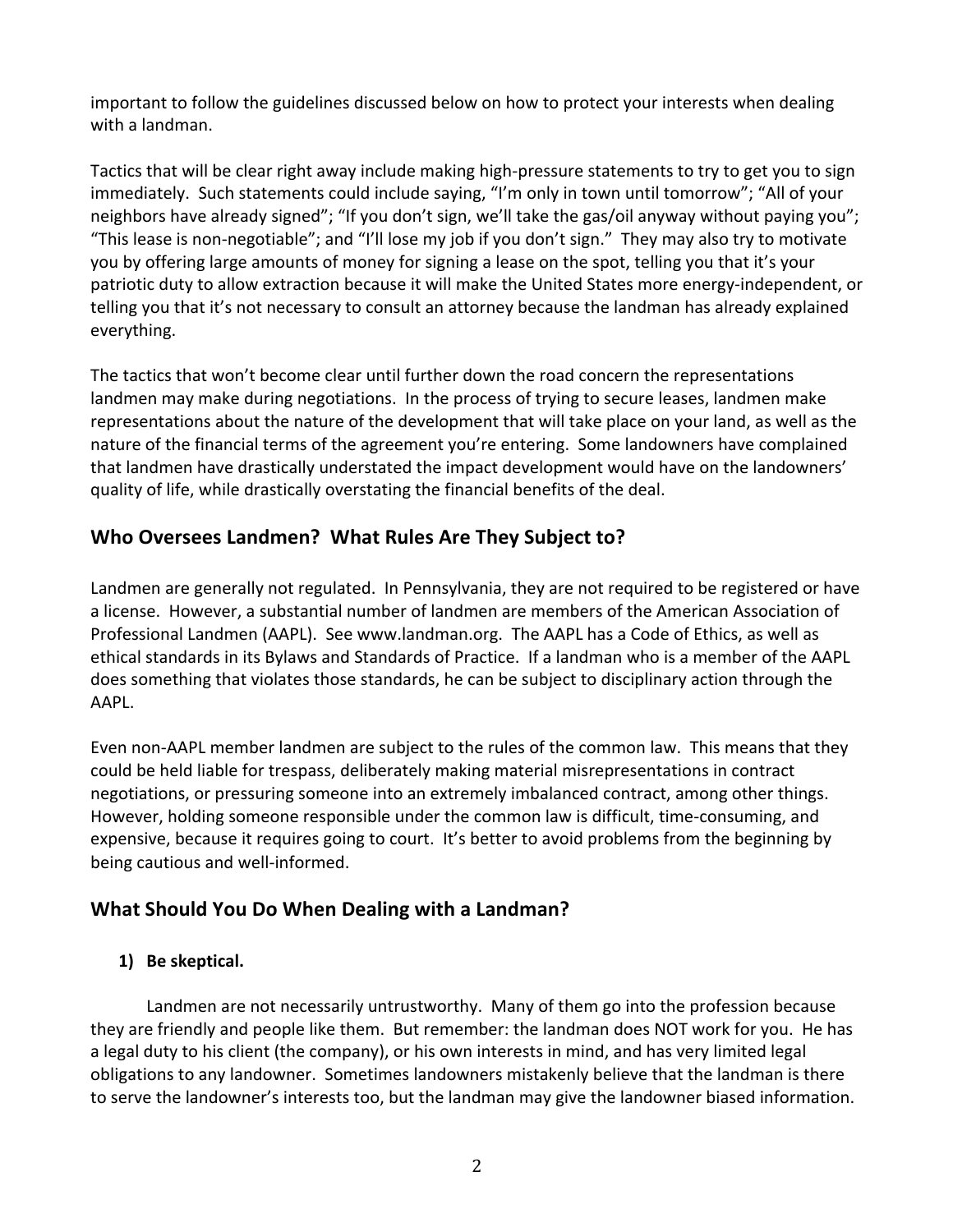important to follow the guidelines discussed below on how to protect your interests when dealing with a landman.

Tactics that will be clear right away include making high-pressure statements to try to get you to sign immediately. Such statements could include saying, "I'm only in town until tomorrow"; "All of your neighbors have already signed"; "If you don't sign, we'll take the gas/oil anyway without paying you"; "This lease is non-negotiable"; and "I'll lose my job if you don't sign." They may also try to motivate you by offering large amounts of money for signing a lease on the spot, telling you that it's your patriotic duty to allow extraction because it will make the United States more energy-independent, or telling you that it's not necessary to consult an attorney because the landman has already explained everything.

The tactics that won't become clear until further down the road concern the representations landmen may make during negotiations. In the process of trying to secure leases, landmen make representations about the nature of the development that will take place on your land, as well as the nature of the financial terms of the agreement you're entering. Some landowners have complained that landmen have drastically understated the impact development would have on the landowners' quality of life, while drastically overstating the financial benefits of the deal.

## Who Oversees Landmen? What Rules Are They Subject to?

Landmen are generally not regulated. In Pennsylvania, they are not required to be registered or have a license. However, a substantial number of landmen are members of the American Association of Professional Landmen (AAPL). See www.landman.org. The AAPL has a Code of Ethics, as well as ethical standards in its Bylaws and Standards of Practice. If a landman who is a member of the AAPL does something that violates those standards, he can be subject to disciplinary action through the AAPL.

Even non-AAPL member landmen are subject to the rules of the common law. This means that they could be held liable for trespass, deliberately making material misrepresentations in contract negotiations, or pressuring someone into an extremely imbalanced contract, among other things. However, holding someone responsible under the common law is difficult, time-consuming, and expensive, because it requires going to court. It's better to avoid problems from the beginning by being cautious and well-informed.

## What Should You Do When Dealing with a Landman?

### 1) Be skeptical.

Landmen are not necessarily untrustworthy. Many of them go into the profession because they are friendly and people like them. But remember: the landman does NOT work for you. He has a legal duty to his client (the company), or his own interests in mind, and has very limited legal obligations to any landowner. Sometimes landowners mistakenly believe that the landman is there to serve the landowner's interests too, but the landman may give the landowner biased information.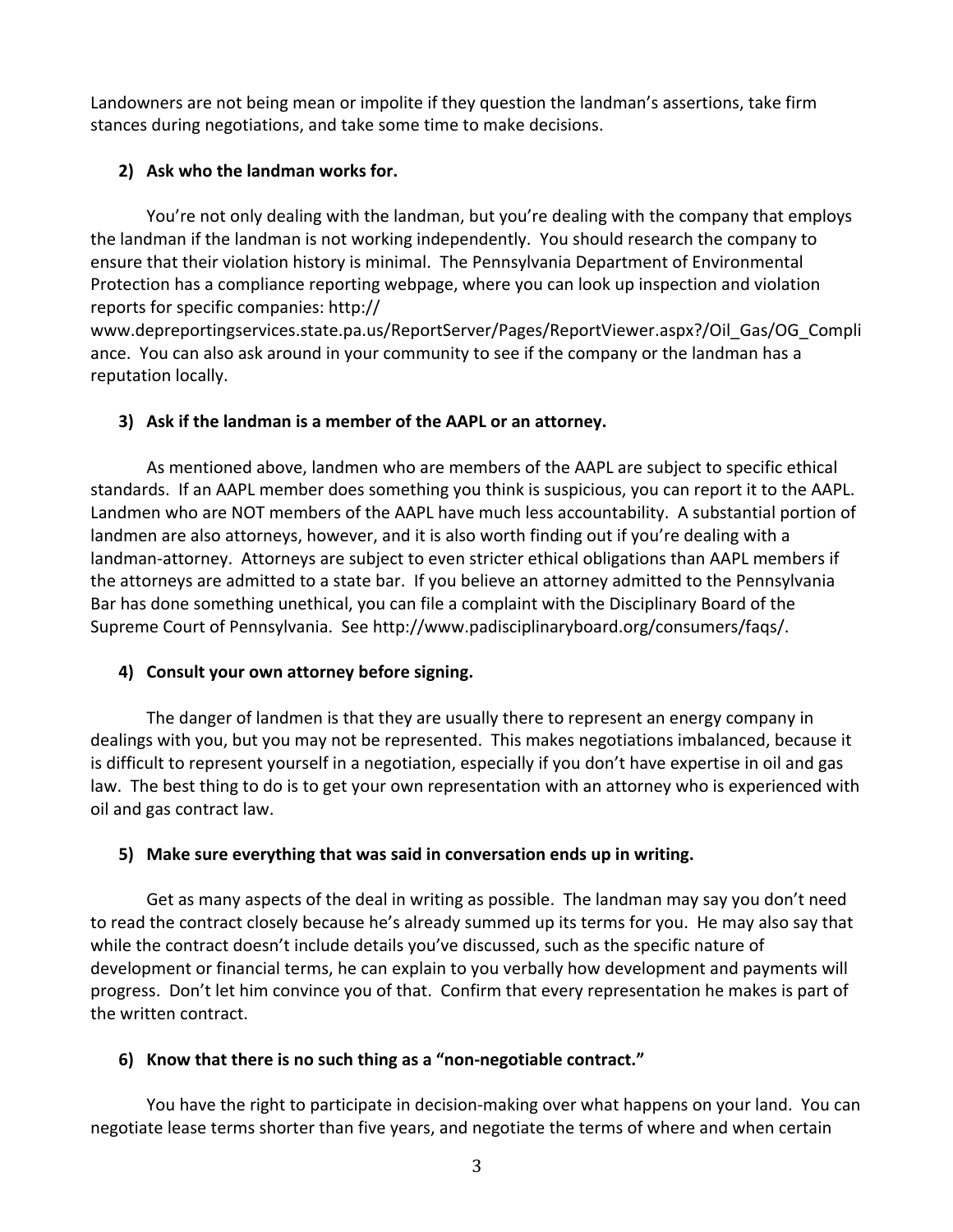Landowners are not being mean or impolite if they question the landman's assertions, take firm stances during negotiations, and take some time to make decisions.

### 2) Ask who the landman works for.

You're not only dealing with the landman, but you're dealing with the company that employs the landman if the landman is not working independently. You should research the company to ensure that their violation history is minimal. The Pennsylvania Department of Environmental Protection has a compliance reporting webpage, where you can look up inspection and violation reports for specific companies: http://www.depreportingservices.state.pa.us/ReportServer/Pages/ReportViewer.aspx?/Oil_Gas/OG_Compliance. You can also ask around in your community to see if the company or the landman has a reputation locally.

### 3) Ask if the landman is a member of the AAPL or an attorney.

As mentioned above, landmen who are members of the AAPL are subject to specific ethical standards. If an AAPL member does something you think is suspicious, you can report it to the AAPL. Landmen who are NOT members of the AAPL have much less accountability. A substantial portion of landmen are also attorneys, however, and it is also worth finding out if you're dealing with a landman-attorney. Attorneys are subject to even stricter ethical obligations than AAPL members if the attorneys are admitted to a state bar. If you believe an attorney admitted to the Pennsylvania Bar has done something unethical, you can file a complaint with the Disciplinary Board of the Supreme Court of Pennsylvania. See http://www.padisciplinaryboard.org/consumers/faqs/.

### 4) Consult your own attorney before signing.

The danger of landmen is that they are usually there to represent an energy company in dealings with you, but you may not be represented. This makes negotiations imbalanced, because it is difficult to represent yourself in a negotiation, especially if you don't have expertise in oil and gas law. The best thing to do is to get your own representation with an attorney who is experienced with oil and gas contract law.

### 5) Make sure everything that was said in conversation ends up in writing.

Get as many aspects of the deal in writing as possible. The landman may say you don't need to read the contract closely because he's already summed up its terms for you. He may also say that while the contract doesn't include details you've discussed, such as the specific nature of development or financial terms, he can explain to you verbally how development and payments will progress. Don't let him convince you of that. Confirm that every representation he makes is part of the written contract.

### 6) Know that there is no such thing as a "non-negotiable contract."

You have the right to participate in decision-making over what happens on your land. You can negotiate lease terms shorter than five years, and negotiate the terms of where and when certain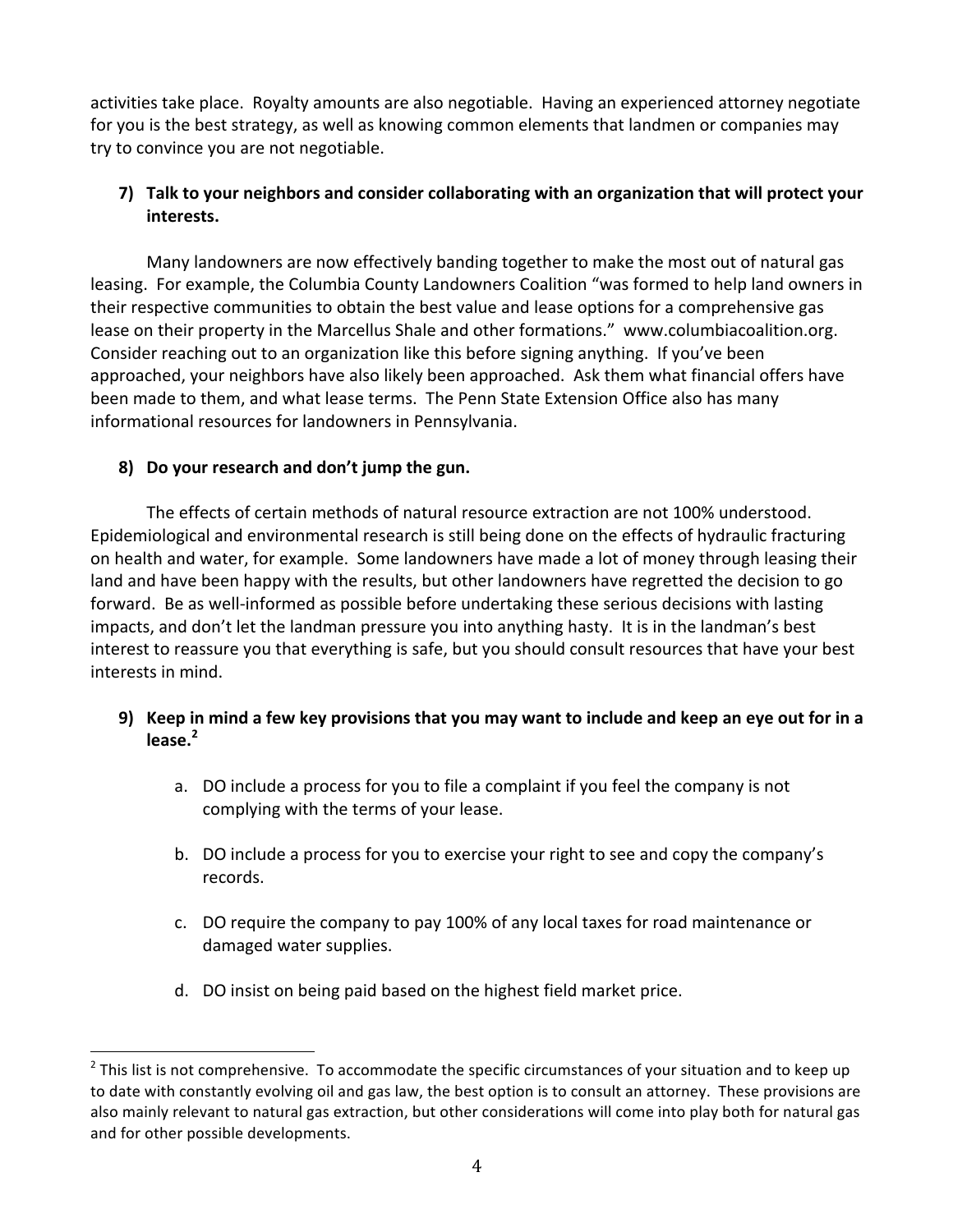activities take place. Royalty amounts are also negotiable. Having an experienced attorney negotiate for you is the best strategy, as well as knowing common elements that landmen or companies may try to convince you are not negotiable.

7) **Talk to your neighbors and consider collaborating with an organization that will protect your interests.**

Many landowners are now effectively banding together to make the most out of natural gas leasing. For example, the Columbia County Landowners Coalition "was formed to help land owners in their respective communities to obtain the best value and lease options for a comprehensive gas lease on their property in the Marcellus Shale and other formations." www.columbiacoalition.org. Consider reaching out to an organization like this before signing anything. If you've been approached, your neighbors have also likely been approached. Ask them what financial offers have been made to them, and what lease terms. The Penn State Extension Office also has many informational resources for landowners in Pennsylvania.

8) **Do your research and don't jump the gun.**

The effects of certain methods of natural resource extraction are not 100% understood. Epidemiological and environmental research is still being done on the effects of hydraulic fracturing on health and water, for example. Some landowners have made a lot of money through leasing their land and have been happy with the results, but other landowners have regretted the decision to go forward. Be as well-informed as possible before undertaking these serious decisions with lasting impacts, and don't let the landman pressure you into anything hasty. It is in the landman's best interest to reassure you that everything is safe, but you should consult resources that have your best interests in mind.

9) **Keep in mind a few key provisions that you may want to include and keep an eye out for in a lease.[2]**

    a. DO include a process for you to file a complaint if you feel the company is not complying with the terms of your lease.

    b. DO include a process for you to exercise your right to see and copy the company's records.

    c. DO require the company to pay 100% of any local taxes for road maintenance or damaged water supplies.

    d. DO insist on being paid based on the highest field market price.

---

[2] This list is not comprehensive. To accommodate the specific circumstances of your situation and to keep up to date with constantly evolving oil and gas law, the best option is to consult an attorney. These provisions are also mainly relevant to natural gas extraction, but other considerations will come into play both for natural gas and for other possible developments.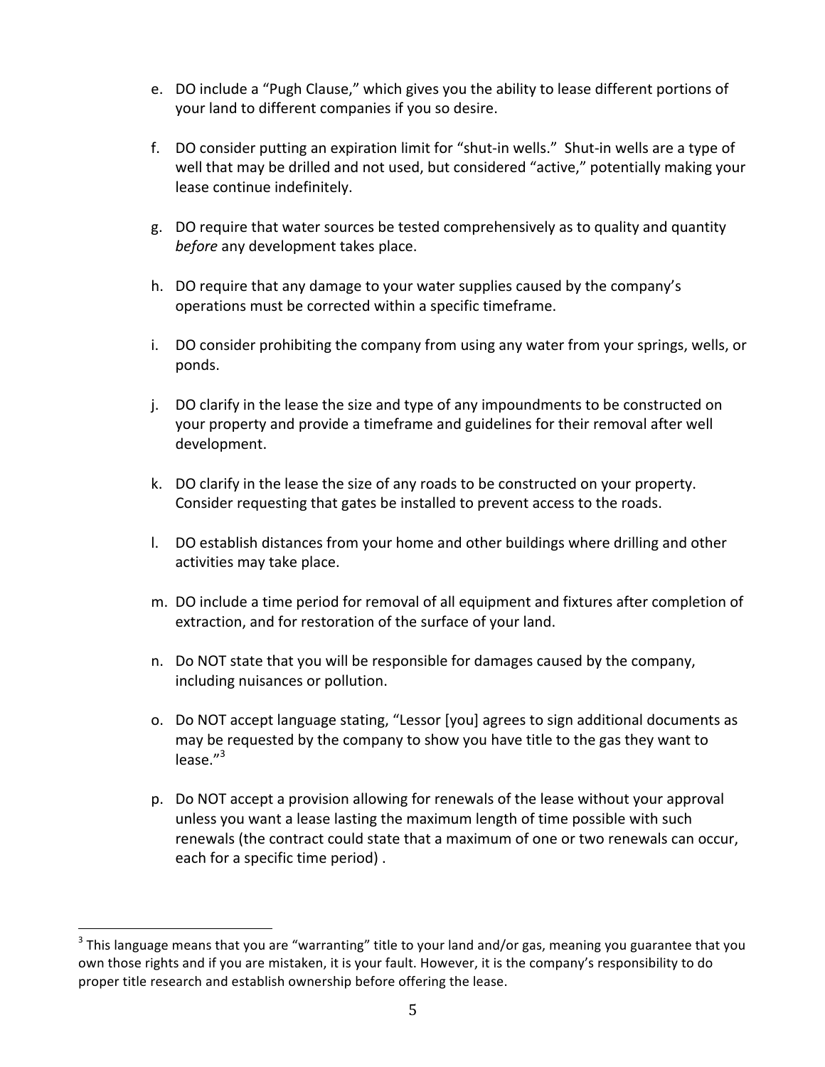e. DO include a "Pugh Clause," which gives you the ability to lease different portions of your land to different companies if you so desire.

f. DO consider putting an expiration limit for "shut-in wells." Shut-in wells are a type of well that may be drilled and not used, but considered "active," potentially making your lease continue indefinitely.

g. DO require that water sources be tested comprehensively as to quality and quantity *before* any development takes place.

h. DO require that any damage to your water supplies caused by the company's operations must be corrected within a specific timeframe.

i. DO consider prohibiting the company from using any water from your springs, wells, or ponds.

j. DO clarify in the lease the size and type of any impoundments to be constructed on your property and provide a timeframe and guidelines for their removal after well development.

k. DO clarify in the lease the size of any roads to be constructed on your property. Consider requesting that gates be installed to prevent access to the roads.

l. DO establish distances from your home and other buildings where drilling and other activities may take place.

m. DO include a time period for removal of all equipment and fixtures after completion of extraction, and for restoration of the surface of your land.

n. Do NOT state that you will be responsible for damages caused by the company, including nuisances or pollution.

o. Do NOT accept language stating, "Lessor [you] agrees to sign additional documents as may be requested by the company to show you have title to the gas they want to lease."[3]

p. Do NOT accept a provision allowing for renewals of the lease without your approval unless you want a lease lasting the maximum length of time possible with such renewals (the contract could state that a maximum of one or two renewals can occur, each for a specific time period) .

---

[3] This language means that you are "warranting" title to your land and/or gas, meaning you guarantee that you own those rights and if you are mistaken, it is your fault. However, it is the company's responsibility to do proper title research and establish ownership before offering the lease.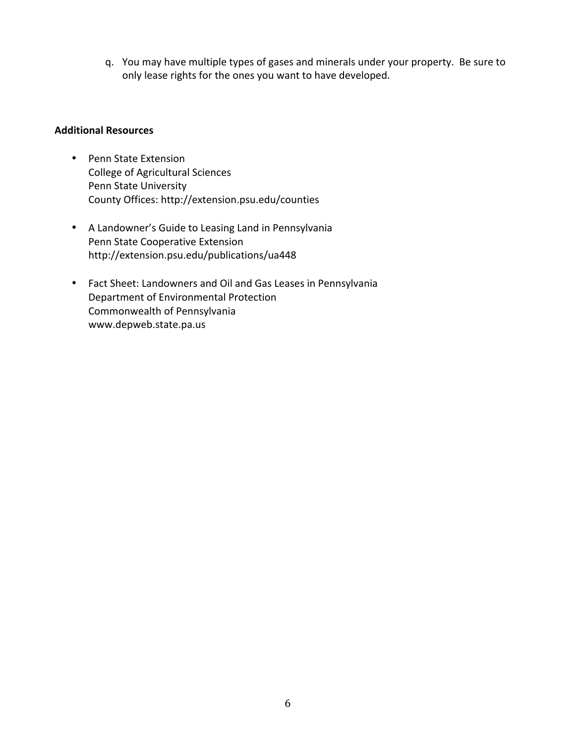q. You may have multiple types of gases and minerals under your property. Be sure to only lease rights for the ones you want to have developed.

**Additional Resources**

- Penn State Extension
  College of Agricultural Sciences
  Penn State University
  County Offices: http://extension.psu.edu/counties

- A Landowner's Guide to Leasing Land in Pennsylvania
  Penn State Cooperative Extension
  http://extension.psu.edu/publications/ua448

- Fact Sheet: Landowners and Oil and Gas Leases in Pennsylvania
  Department of Environmental Protection
  Commonwealth of Pennsylvania
  www.depweb.state.pa.us